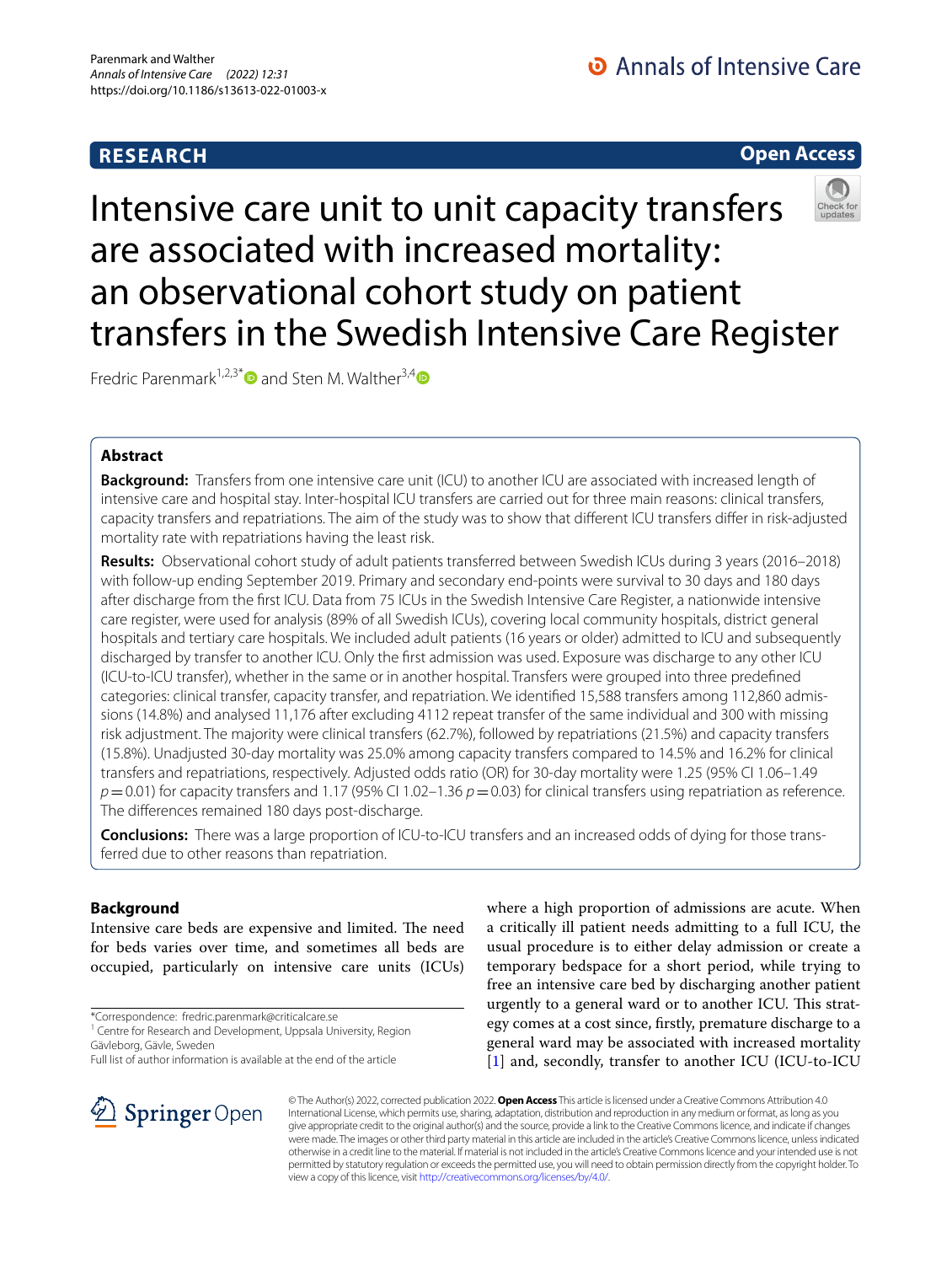RESEARCH

Open Access

# Intensive care unit to unit capacity transfers are associated with increased mortality: an observational cohort study on patient transfers in the Swedish Intensive Care Register

Fredric Parenmark[1,2,3*] and Sten M. Walther[3,4]

## Abstract

**Background:** Transfers from one intensive care unit (ICU) to another ICU are associated with increased length of intensive care and hospital stay. Inter-hospital ICU transfers are carried out for three main reasons: clinical transfers, capacity transfers and repatriations. The aim of the study was to show that different ICU transfers differ in risk-adjusted mortality rate with repatriations having the least risk.

**Results:** Observational cohort study of adult patients transferred between Swedish ICUs during 3 years (2016–2018) with follow-up ending September 2019. Primary and secondary end-points were survival to 30 days and 180 days after discharge from the first ICU. Data from 75 ICUs in the Swedish Intensive Care Register, a nationwide intensive care register, were used for analysis (89% of all Swedish ICUs), covering local community hospitals, district general hospitals and tertiary care hospitals. We included adult patients (16 years or older) admitted to ICU and subsequently discharged by transfer to another ICU. Only the first admission was used. Exposure was discharge to any other ICU (ICU-to-ICU transfer), whether in the same or in another hospital. Transfers were grouped into three predefined categories: clinical transfer, capacity transfer, and repatriation. We identified 15,588 transfers among 112,860 admissions (14.8%) and analysed 11,176 after excluding 4112 repeat transfer of the same individual and 300 with missing risk adjustment. The majority were clinical transfers (62.7%), followed by repatriations (21.5%) and capacity transfers (15.8%). Unadjusted 30-day mortality was 25.0% among capacity transfers compared to 14.5% and 16.2% for clinical transfers and repatriations, respectively. Adjusted odds ratio (OR) for 30-day mortality were 1.25 (95% CI 1.06–1.49 $p = 0.01$) for capacity transfers and 1.17 (95% CI 1.02–1.36 $p = 0.03$) for clinical transfers using repatriation as reference. The differences remained 180 days post-discharge.

**Conclusions:** There was a large proportion of ICU-to-ICU transfers and an increased odds of dying for those transferred due to other reasons than repatriation.

## Background

Intensive care beds are expensive and limited. The need for beds varies over time, and sometimes all beds are occupied, particularly on intensive care units (ICUs) where a high proportion of admissions are acute. When a critically ill patient needs admitting to a full ICU, the usual procedure is to either delay admission or create a temporary bedspace for a short period, while trying to free an intensive care bed by discharging another patient urgently to a general ward or to another ICU. This strategy comes at a cost since, firstly, premature discharge to a general ward may be associated with increased mortality [1] and, secondly, transfer to another ICU (ICU-to-ICU

*Correspondence: fredric.parenmark@criticalcare.se
[1] Centre for Research and Development, Uppsala University, Region Gävleborg, Gävle, Sweden
Full list of author information is available at the end of the article

© The Author(s) 2022, corrected publication 2022. **Open Access** This article is licensed under a Creative Commons Attribution 4.0 International License, which permits use, sharing, adaptation, distribution and reproduction in any medium or format, as long as you give appropriate credit to the original author(s) and the source, provide a link to the Creative Commons licence, and indicate if changes were made. The images or other third party material in this article are included in the article's Creative Commons licence, unless indicated otherwise in a credit line to the material. If material is not included in the article's Creative Commons licence and your intended use is not permitted by statutory regulation or exceeds the permitted use, you will need to obtain permission directly from the copyright holder. To view a copy of this licence, visit http://creativecommons.org/licenses/by/4.0/.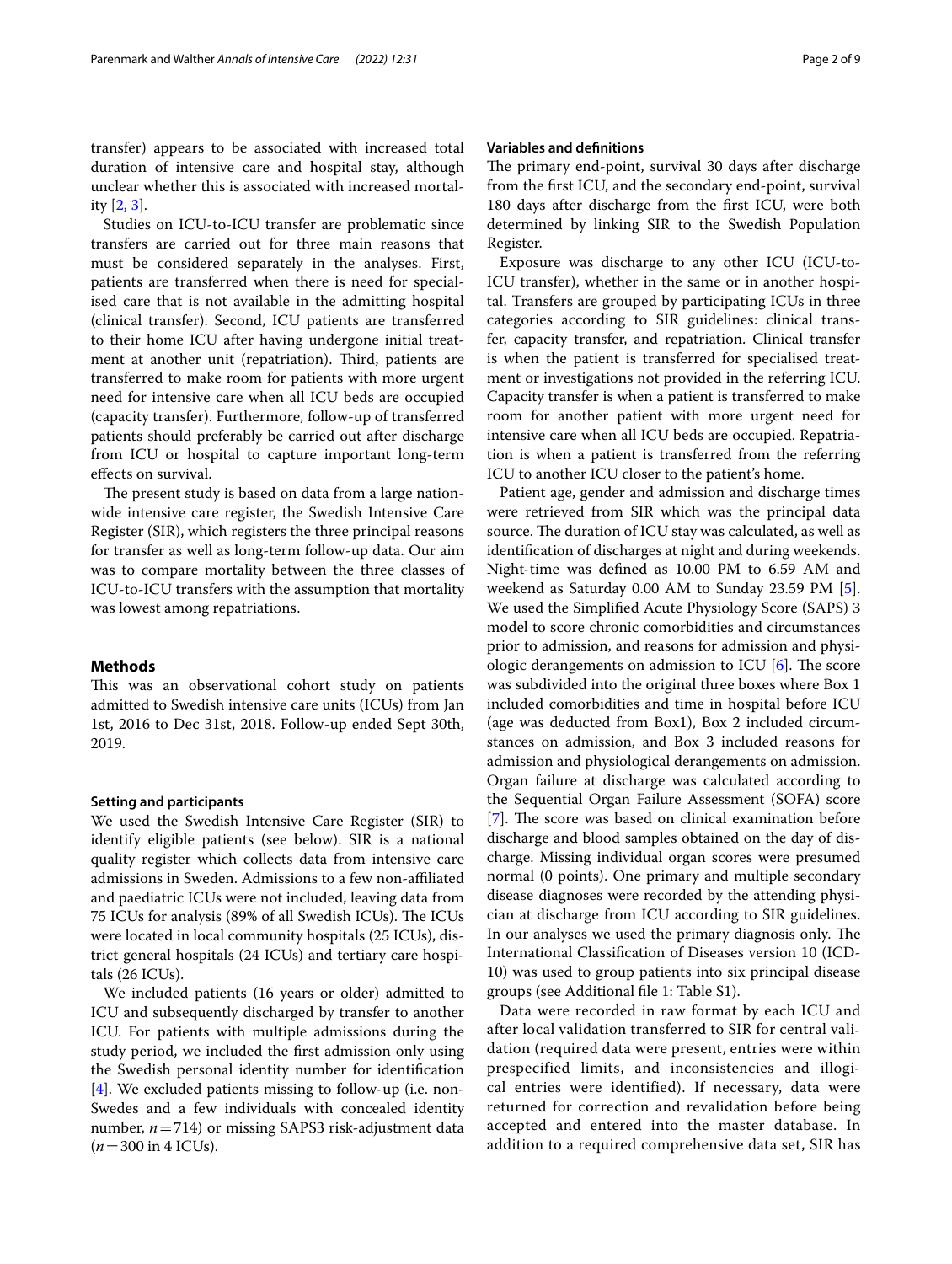transfer) appears to be associated with increased total duration of intensive care and hospital stay, although unclear whether this is associated with increased mortality [2, 3].

Studies on ICU-to-ICU transfer are problematic since transfers are carried out for three main reasons that must be considered separately in the analyses. First, patients are transferred when there is need for specialised care that is not available in the admitting hospital (clinical transfer). Second, ICU patients are transferred to their home ICU after having undergone initial treatment at another unit (repatriation). Third, patients are transferred to make room for patients with more urgent need for intensive care when all ICU beds are occupied (capacity transfer). Furthermore, follow-up of transferred patients should preferably be carried out after discharge from ICU or hospital to capture important long-term effects on survival.

The present study is based on data from a large nationwide intensive care register, the Swedish Intensive Care Register (SIR), which registers the three principal reasons for transfer as well as long-term follow-up data. Our aim was to compare mortality between the three classes of ICU-to-ICU transfers with the assumption that mortality was lowest among repatriations.

## Methods

This was an observational cohort study on patients admitted to Swedish intensive care units (ICUs) from Jan 1st, 2016 to Dec 31st, 2018. Follow-up ended Sept 30th, 2019.

### Setting and participants

We used the Swedish Intensive Care Register (SIR) to identify eligible patients (see below). SIR is a national quality register which collects data from intensive care admissions in Sweden. Admissions to a few non-affiliated and paediatric ICUs were not included, leaving data from 75 ICUs for analysis (89% of all Swedish ICUs). The ICUs were located in local community hospitals (25 ICUs), district general hospitals (24 ICUs) and tertiary care hospitals (26 ICUs).

We included patients (16 years or older) admitted to ICU and subsequently discharged by transfer to another ICU. For patients with multiple admissions during the study period, we included the first admission only using the Swedish personal identity number for identification [4]. We excluded patients missing to follow-up (i.e. non-Swedes and a few individuals with concealed identity number, $n=714$) or missing SAPS3 risk-adjustment data ($n=300$ in 4 ICUs).

### Variables and definitions

The primary end-point, survival 30 days after discharge from the first ICU, and the secondary end-point, survival 180 days after discharge from the first ICU, were both determined by linking SIR to the Swedish Population Register.

Exposure was discharge to any other ICU (ICU-to-ICU transfer), whether in the same or in another hospital. Transfers are grouped by participating ICUs in three categories according to SIR guidelines: clinical transfer, capacity transfer, and repatriation. Clinical transfer is when the patient is transferred for specialised treatment or investigations not provided in the referring ICU. Capacity transfer is when a patient is transferred to make room for another patient with more urgent need for intensive care when all ICU beds are occupied. Repatriation is when a patient is transferred from the referring ICU to another ICU closer to the patient's home.

Patient age, gender and admission and discharge times were retrieved from SIR which was the principal data source. The duration of ICU stay was calculated, as well as identification of discharges at night and during weekends. Night-time was defined as 10.00 PM to 6.59 AM and weekend as Saturday 0.00 AM to Sunday 23.59 PM [5]. We used the Simplified Acute Physiology Score (SAPS) 3 model to score chronic comorbidities and circumstances prior to admission, and reasons for admission and physiologic derangements on admission to ICU [6]. The score was subdivided into the original three boxes where Box 1 included comorbidities and time in hospital before ICU (age was deducted from Box1), Box 2 included circumstances on admission, and Box 3 included reasons for admission and physiological derangements on admission. Organ failure at discharge was calculated according to the Sequential Organ Failure Assessment (SOFA) score [7]. The score was based on clinical examination before discharge and blood samples obtained on the day of discharge. Missing individual organ scores were presumed normal (0 points). One primary and multiple secondary disease diagnoses were recorded by the attending physician at discharge from ICU according to SIR guidelines. In our analyses we used the primary diagnosis only. The International Classification of Diseases version 10 (ICD-10) was used to group patients into six principal disease groups (see Additional file 1: Table S1).

Data were recorded in raw format by each ICU and after local validation transferred to SIR for central validation (required data were present, entries were within prespecified limits, and inconsistencies and illogical entries were identified). If necessary, data were returned for correction and revalidation before being accepted and entered into the master database. In addition to a required comprehensive data set, SIR has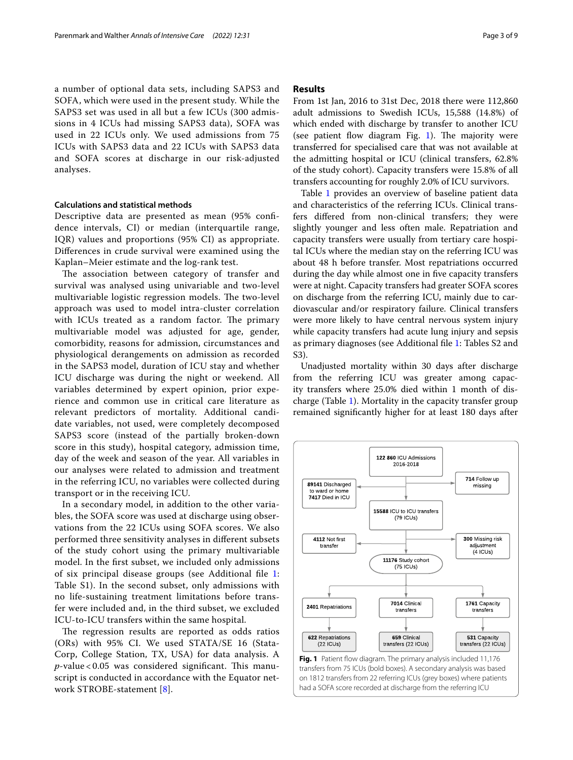a number of optional data sets, including SAPS3 and SOFA, which were used in the present study. While the SAPS3 set was used in all but a few ICUs (300 admissions in 4 ICUs had missing SAPS3 data), SOFA was used in 22 ICUs only. We used admissions from 75 ICUs with SAPS3 data and 22 ICUs with SAPS3 data and SOFA scores at discharge in our risk-adjusted analyses.

### Calculations and statistical methods

Descriptive data are presented as mean (95% confidence intervals, CI) or median (interquartile range, IQR) values and proportions (95% CI) as appropriate. Differences in crude survival were examined using the Kaplan–Meier estimate and the log-rank test.

The association between category of transfer and survival was analysed using univariable and two-level multivariable logistic regression models. The two-level approach was used to model intra-cluster correlation with ICUs treated as a random factor. The primary multivariable model was adjusted for age, gender, comorbidity, reasons for admission, circumstances and physiological derangements on admission as recorded in the SAPS3 model, duration of ICU stay and whether ICU discharge was during the night or weekend. All variables determined by expert opinion, prior experience and common use in critical care literature as relevant predictors of mortality. Additional candidate variables, not used, were completely decomposed SAPS3 score (instead of the partially broken-down score in this study), hospital category, admission time, day of the week and season of the year. All variables in our analyses were related to admission and treatment in the referring ICU, no variables were collected during transport or in the receiving ICU.

In a secondary model, in addition to the other variables, the SOFA score was used at discharge using observations from the 22 ICUs using SOFA scores. We also performed three sensitivity analyses in different subsets of the study cohort using the primary multivariable model. In the first subset, we included only admissions of six principal disease groups (see Additional file 1: Table S1). In the second subset, only admissions with no life-sustaining treatment limitations before transfer were included and, in the third subset, we excluded ICU-to-ICU transfers within the same hospital.

The regression results are reported as odds ratios (ORs) with 95% CI. We used STATA/SE 16 (StataCorp, College Station, TX, USA) for data analysis. A $p$-value $< 0.05$ was considered significant. This manuscript is conducted in accordance with the Equator network STROBE-statement [8].

## Results

From 1st Jan, 2016 to 31st Dec, 2018 there were 112,860 adult admissions to Swedish ICUs, 15,588 (14.8%) of which ended with discharge by transfer to another ICU (see patient flow diagram Fig. 1). The majority were transferred for specialised care that was not available at the admitting hospital or ICU (clinical transfers, 62.8% of the study cohort). Capacity transfers were 15.8% of all transfers accounting for roughly 2.0% of ICU survivors.

Table 1 provides an overview of baseline patient data and characteristics of the referring ICUs. Clinical transfers differed from non-clinical transfers; they were slightly younger and less often male. Repatriation and capacity transfers were usually from tertiary care hospital ICUs where the median stay on the referring ICU was about 48 h before transfer. Most repatriations occurred during the day while almost one in five capacity transfers were at night. Capacity transfers had greater SOFA scores on discharge from the referring ICU, mainly due to cardiovascular and/or respiratory failure. Clinical transfers were more likely to have central nervous system injury while capacity transfers had acute lung injury and sepsis as primary diagnoses (see Additional file 1: Tables S2 and S3).

Unadjusted mortality within 30 days after discharge from the referring ICU was greater among capacity transfers where 25.0% died within 1 month of discharge (Table 1). Mortality in the capacity transfer group remained significantly higher for at least 180 days after

**122 860** ICU Admissions 2016-2018

**714** Follow up missing

**89141** Discharged to ward or home
**7417** Died in ICU

**15588** ICU to ICU transfers (79 ICUs)

**4112** Not first transfer

**300** Missing risk adjustment (4 ICUs)

**11176** Study cohort (75 ICUs)

**2401** Repatriations | **7014** Clinical transfers | **1761** Capacity transfers

**622** Repatriations (22 ICUs) | **659** Clinical transfers (22 ICUs) | **531** Capacity transfers (22 ICUs)

**Fig. 1** Patient flow diagram. The primary analysis included 11,176 transfers from 75 ICUs (bold boxes). A secondary analysis was based on 1812 transfers from 22 referring ICUs (grey boxes) where patients had a SOFA score recorded at discharge from the referring ICU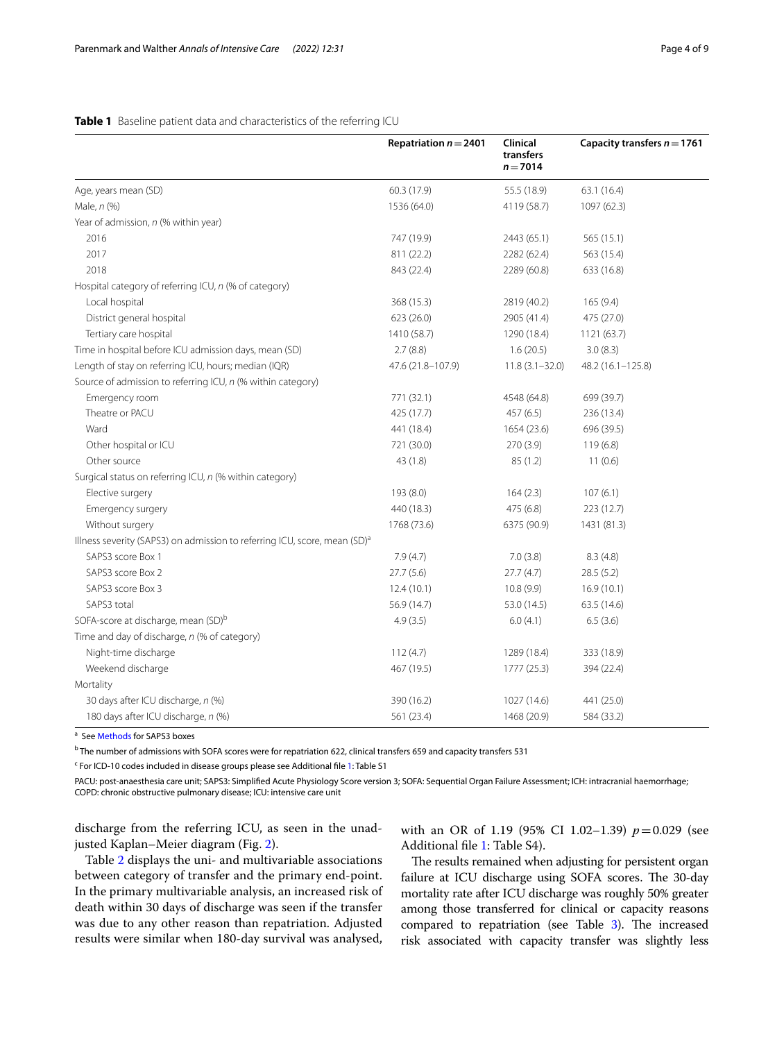**Table 1** Baseline patient data and characteristics of the referring ICU

| | Repatriation $n = 2401$ | Clinical transfers $n = 7014$ | Capacity transfers $n = 1761$ |
|---|---|---|---|
| Age, years mean (SD) | 60.3 (17.9) | 55.5 (18.9) | 63.1 (16.4) |
| Male, *n* (%) | 1536 (64.0) | 4119 (58.7) | 1097 (62.3) |
| Year of admission, *n* (% within year) | | | |
| 2016 | 747 (19.9) | 2443 (65.1) | 565 (15.1) |
| 2017 | 811 (22.2) | 2282 (62.4) | 563 (15.4) |
| 2018 | 843 (22.4) | 2289 (60.8) | 633 (16.8) |
| Hospital category of referring ICU, *n* (% of category) | | | |
| Local hospital | 368 (15.3) | 2819 (40.2) | 165 (9.4) |
| District general hospital | 623 (26.0) | 2905 (41.4) | 475 (27.0) |
| Tertiary care hospital | 1410 (58.7) | 1290 (18.4) | 1121 (63.7) |
| Time in hospital before ICU admission days, mean (SD) | 2.7 (8.8) | 1.6 (20.5) | 3.0 (8.3) |
| Length of stay on referring ICU, hours; median (IQR) | 47.6 (21.8–107.9) | 11.8 (3.1–32.0) | 48.2 (16.1–125.8) |
| Source of admission to referring ICU, *n* (% within category) | | | |
| Emergency room | 771 (32.1) | 4548 (64.8) | 699 (39.7) |
| Theatre or PACU | 425 (17.7) | 457 (6.5) | 236 (13.4) |
| Ward | 441 (18.4) | 1654 (23.6) | 696 (39.5) |
| Other hospital or ICU | 721 (30.0) | 270 (3.9) | 119 (6.8) |
| Other source | 43 (1.8) | 85 (1.2) | 11 (0.6) |
| Surgical status on referring ICU, *n* (% within category) | | | |
| Elective surgery | 193 (8.0) | 164 (2.3) | 107 (6.1) |
| Emergency surgery | 440 (18.3) | 475 (6.8) | 223 (12.7) |
| Without surgery | 1768 (73.6) | 6375 (90.9) | 1431 (81.3) |
| Illness severity (SAPS3) on admission to referring ICU, score, mean (SD)[a] | | | |
| SAPS3 score Box 1 | 7.9 (4.7) | 7.0 (3.8) | 8.3 (4.8) |
| SAPS3 score Box 2 | 27.7 (5.6) | 27.7 (4.7) | 28.5 (5.2) |
| SAPS3 score Box 3 | 12.4 (10.1) | 10.8 (9.9) | 16.9 (10.1) |
| SAPS3 total | 56.9 (14.7) | 53.0 (14.5) | 63.5 (14.6) |
| SOFA-score at discharge, mean (SD)[b] | 4.9 (3.5) | 6.0 (4.1) | 6.5 (3.6) |
| Time and day of discharge, *n* (% of category) | | | |
| Night-time discharge | 112 (4.7) | 1289 (18.4) | 333 (18.9) |
| Weekend discharge | 467 (19.5) | 1777 (25.3) | 394 (22.4) |
| Mortality | | | |
| 30 days after ICU discharge, *n* (%) | 390 (16.2) | 1027 (14.6) | 441 (25.0) |
| 180 days after ICU discharge, *n* (%) | 561 (23.4) | 1468 (20.9) | 584 (33.2) |

[a] See Methods for SAPS3 boxes

[b] The number of admissions with SOFA scores were for repatriation 622, clinical transfers 659 and capacity transfers 531

[c] For ICD-10 codes included in disease groups please see Additional file 1: Table S1

PACU: post-anaesthesia care unit; SAPS3: Simplified Acute Physiology Score version 3; SOFA: Sequential Organ Failure Assessment; ICH: intracranial haemorrhage; COPD: chronic obstructive pulmonary disease; ICU: intensive care unit

discharge from the referring ICU, as seen in the unadjusted Kaplan–Meier diagram (Fig. 2).

Table 2 displays the uni- and multivariable associations between category of transfer and the primary end-point. In the primary multivariable analysis, an increased risk of death within 30 days of discharge was seen if the transfer was due to any other reason than repatriation. Adjusted results were similar when 180-day survival was analysed, with an OR of 1.19 (95% CI 1.02–1.39) $p = 0.029$ (see Additional file 1: Table S4).

The results remained when adjusting for persistent organ failure at ICU discharge using SOFA scores. The 30-day mortality rate after ICU discharge was roughly 50% greater among those transferred for clinical or capacity reasons compared to repatriation (see Table 3). The increased risk associated with capacity transfer was slightly less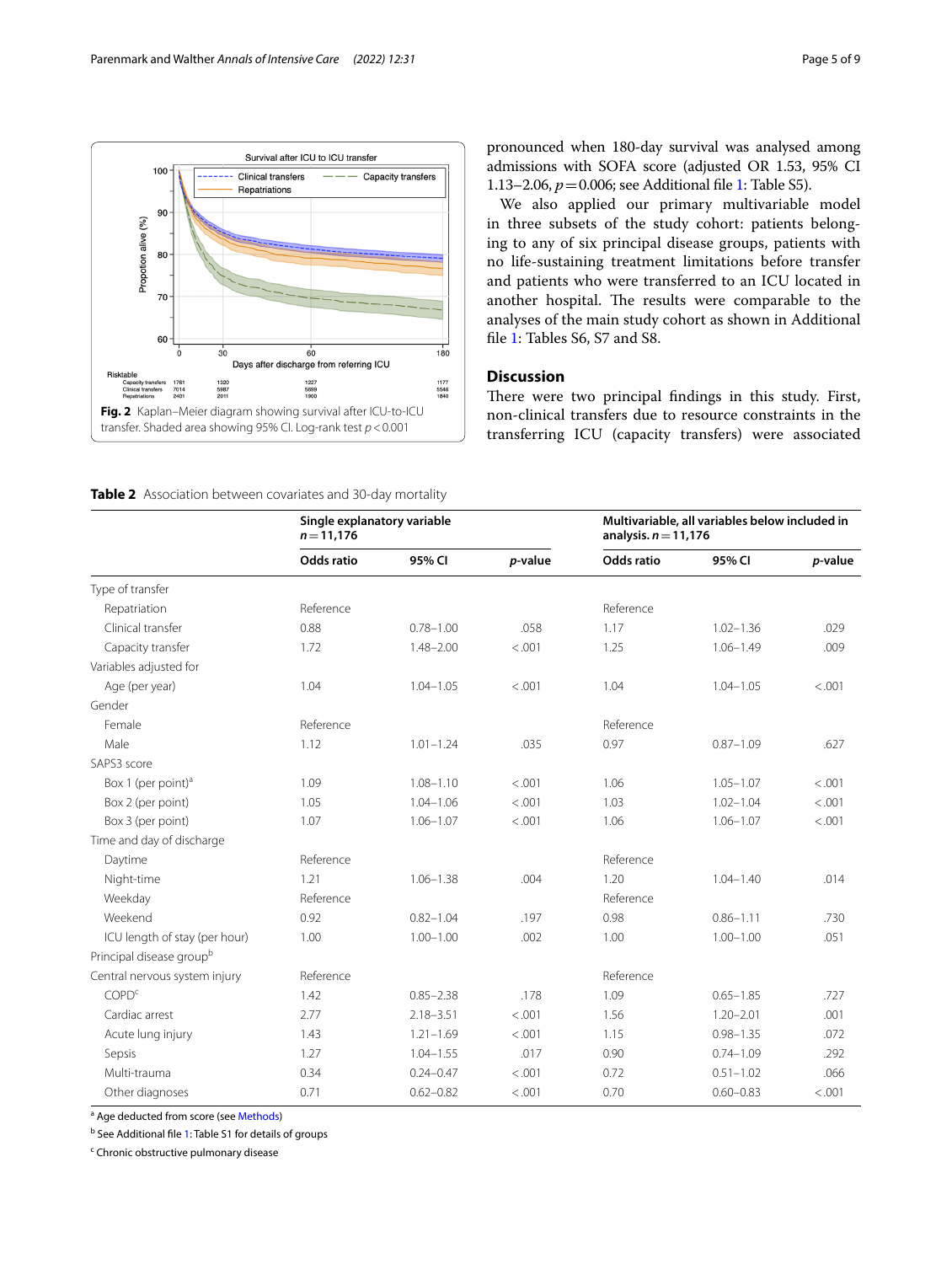Fig. 2 Kaplan–Meier diagram showing survival after ICU-to-ICU transfer. Shaded area showing 95% CI. Log-rank test $p<0.001$

pronounced when 180-day survival was analysed among admissions with SOFA score (adjusted OR 1.53, 95% CI 1.13–2.06, $p=0.006$; see Additional file 1: Table S5).

We also applied our primary multivariable model in three subsets of the study cohort: patients belonging to any of six principal disease groups, patients with no life-sustaining treatment limitations before transfer and patients who were transferred to an ICU located in another hospital. The results were comparable to the analyses of the main study cohort as shown in Additional file 1: Tables S6, S7 and S8.

## Discussion

There were two principal findings in this study. First, non-clinical transfers due to resource constraints in the transferring ICU (capacity transfers) were associated

**Table 2** Association between covariates and 30-day mortality

| | Single explanatory variable $n=11{,}176$ | | | Multivariable, all variables below included in analysis. $n=11{,}176$ | | |
|---|---|---|---|---|---|---|
| | **Odds ratio** | **95% CI** | ***p*-value** | **Odds ratio** | **95% CI** | ***p*-value** |
| Type of transfer | | | | | | |
| Repatriation | Reference | | | Reference | | |
| Clinical transfer | 0.88 | 0.78–1.00 | .058 | 1.17 | 1.02–1.36 | .029 |
| Capacity transfer | 1.72 | 1.48–2.00 | <.001 | 1.25 | 1.06–1.49 | .009 |
| Variables adjusted for | | | | | | |
| Age (per year) | 1.04 | 1.04–1.05 | <.001 | 1.04 | 1.04–1.05 | <.001 |
| Gender | | | | | | |
| Female | Reference | | | Reference | | |
| Male | 1.12 | 1.01–1.24 | .035 | 0.97 | 0.87–1.09 | .627 |
| SAPS3 score | | | | | | |
| Box 1 (per point)[a] | 1.09 | 1.08–1.10 | <.001 | 1.06 | 1.05–1.07 | <.001 |
| Box 2 (per point) | 1.05 | 1.04–1.06 | <.001 | 1.03 | 1.02–1.04 | <.001 |
| Box 3 (per point) | 1.07 | 1.06–1.07 | <.001 | 1.06 | 1.06–1.07 | <.001 |
| Time and day of discharge | | | | | | |
| Daytime | Reference | | | Reference | | |
| Night-time | 1.21 | 1.06–1.38 | .004 | 1.20 | 1.04–1.40 | .014 |
| Weekday | Reference | | | Reference | | |
| Weekend | 0.92 | 0.82–1.04 | .197 | 0.98 | 0.86–1.11 | .730 |
| ICU length of stay (per hour) | 1.00 | 1.00–1.00 | .002 | 1.00 | 1.00–1.00 | .051 |
| Principal disease group[b] | | | | | | |
| Central nervous system injury | Reference | | | Reference | | |
| COPD[c] | 1.42 | 0.85–2.38 | .178 | 1.09 | 0.65–1.85 | .727 |
| Cardiac arrest | 2.77 | 2.18–3.51 | <.001 | 1.56 | 1.20–2.01 | .001 |
| Acute lung injury | 1.43 | 1.21–1.69 | <.001 | 1.15 | 0.98–1.35 | .072 |
| Sepsis | 1.27 | 1.04–1.55 | .017 | 0.90 | 0.74–1.09 | .292 |
| Multi-trauma | 0.34 | 0.24–0.47 | <.001 | 0.72 | 0.51–1.02 | .066 |
| Other diagnoses | 0.71 | 0.62–0.82 | <.001 | 0.70 | 0.60–0.83 | <.001 |

[a] Age deducted from score (see Methods)

[b] See Additional file 1: Table S1 for details of groups

[c] Chronic obstructive pulmonary disease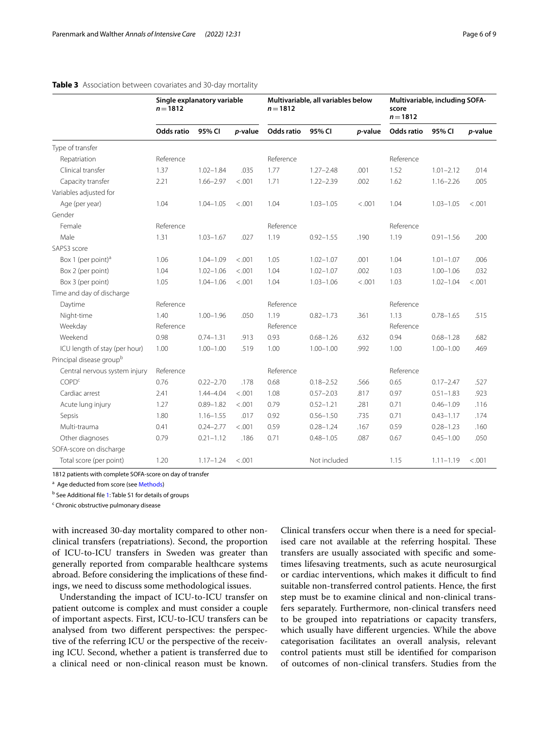**Table 3** Association between covariates and 30-day mortality

| | Single explanatory variable $n = 1812$ | | | Multivariable, all variables below $n = 1812$ | | | Multivariable, including SOFA-score $n = 1812$ | | |
|---|---|---|---|---|---|---|---|---|---|
| | **Odds ratio** | **95% CI** | ***p*-value** | **Odds ratio** | **95% CI** | ***p*-value** | **Odds ratio** | **95% CI** | ***p*-value** |
| Type of transfer | | | | | | | | | |
| Repatriation | Reference | | | Reference | | | Reference | | |
| Clinical transfer | 1.37 | 1.02–1.84 | .035 | 1.77 | 1.27–2.48 | .001 | 1.52 | 1.01–2.12 | .014 |
| Capacity transfer | 2.21 | 1.66–2.97 | < .001 | 1.71 | 1.22–2.39 | .002 | 1.62 | 1.16–2.26 | .005 |
| Variables adjusted for | | | | | | | | | |
| Age (per year) | 1.04 | 1.04–1.05 | < .001 | 1.04 | 1.03–1.05 | < .001 | 1.04 | 1.03–1.05 | < .001 |
| Gender | | | | | | | | | |
| Female | Reference | | | Reference | | | Reference | | |
| Male | 1.31 | 1.03–1.67 | .027 | 1.19 | 0.92–1.55 | .190 | 1.19 | 0.91–1.56 | .200 |
| SAPS3 score | | | | | | | | | |
| Box 1 (per point)[a] | 1.06 | 1.04–1.09 | < .001 | 1.05 | 1.02–1.07 | .001 | 1.04 | 1.01–1.07 | .006 |
| Box 2 (per point) | 1.04 | 1.02–1.06 | < .001 | 1.04 | 1.02–1.07 | .002 | 1.03 | 1.00–1.06 | .032 |
| Box 3 (per point) | 1.05 | 1.04–1.06 | < .001 | 1.04 | 1.03–1.06 | < .001 | 1.03 | 1.02–1.04 | < .001 |
| Time and day of discharge | | | | | | | | | |
| Daytime | Reference | | | Reference | | | Reference | | |
| Night-time | 1.40 | 1.00–1.96 | .050 | 1.19 | 0.82–1.73 | .361 | 1.13 | 0.78–1.65 | .515 |
| Weekday | Reference | | | Reference | | | Reference | | |
| Weekend | 0.98 | 0.74–1.31 | .913 | 0.93 | 0.68–1.26 | .632 | 0.94 | 0.68–1.28 | .682 |
| ICU length of stay (per hour) | 1.00 | 1.00–1.00 | .519 | 1.00 | 1.00–1.00 | .992 | 1.00 | 1.00–1.00 | .469 |
| Principal disease group[b] | | | | | | | | | |
| Central nervous system injury | Reference | | | Reference | | | Reference | | |
| COPD[c] | 0.76 | 0.22–2.70 | .178 | 0.68 | 0.18–2.52 | .566 | 0.65 | 0.17–2.47 | .527 |
| Cardiac arrest | 2.41 | 1.44–4.04 | < .001 | 1.08 | 0.57–2.03 | .817 | 0.97 | 0.51–1.83 | .923 |
| Acute lung injury | 1.27 | 0.89–1.82 | < .001 | 0.79 | 0.52–1.21 | .281 | 0.71 | 0.46–1.09 | .116 |
| Sepsis | 1.80 | 1.16–1.55 | .017 | 0.92 | 0.56–1.50 | .735 | 0.71 | 0.43–1.17 | .174 |
| Multi-trauma | 0.41 | 0.24–2.77 | < .001 | 0.59 | 0.28–1.24 | .167 | 0.59 | 0.28–1.23 | .160 |
| Other diagnoses | 0.79 | 0.21–1.12 | .186 | 0.71 | 0.48–1.05 | .087 | 0.67 | 0.45–1.00 | .050 |
| SOFA-score on discharge | | | | | | | | | |
| Total score (per point) | 1.20 | 1.17–1.24 | < .001 | | Not included | | 1.15 | 1.11–1.19 | < .001 |

1812 patients with complete SOFA-score on day of transfer

[a] Age deducted from score (see Methods)

[b] See Additional file 1: Table S1 for details of groups

[c] Chronic obstructive pulmonary disease

with increased 30-day mortality compared to other non-clinical transfers (repatriations). Second, the proportion of ICU-to-ICU transfers in Sweden was greater than generally reported from comparable healthcare systems abroad. Before considering the implications of these findings, we need to discuss some methodological issues.

Understanding the impact of ICU-to-ICU transfer on patient outcome is complex and must consider a couple of important aspects. First, ICU-to-ICU transfers can be analysed from two different perspectives: the perspective of the referring ICU or the perspective of the receiving ICU. Second, whether a patient is transferred due to a clinical need or non-clinical reason must be known. Clinical transfers occur when there is a need for specialised care not available at the referring hospital. These transfers are usually associated with specific and sometimes lifesaving treatments, such as acute neurosurgical or cardiac interventions, which makes it difficult to find suitable non-transferred control patients. Hence, the first step must be to examine clinical and non-clinical transfers separately. Furthermore, non-clinical transfers need to be grouped into repatriations or capacity transfers, which usually have different urgencies. While the above categorisation facilitates an overall analysis, relevant control patients must still be identified for comparison of outcomes of non-clinical transfers. Studies from the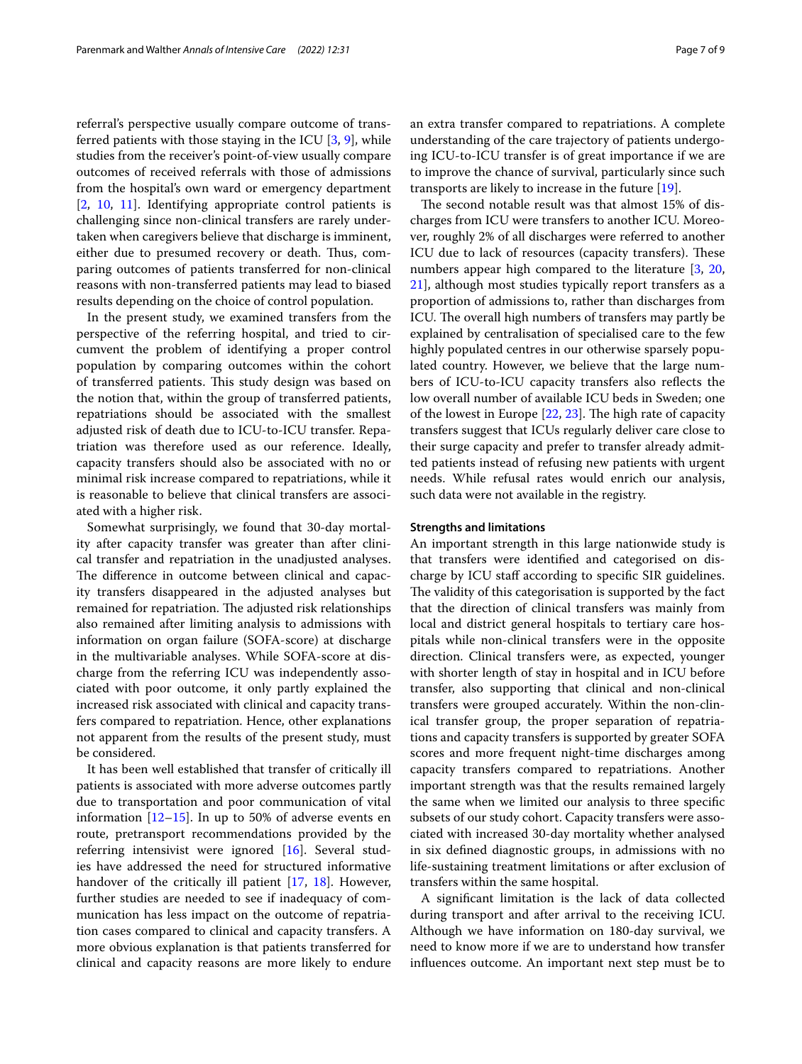referral's perspective usually compare outcome of transferred patients with those staying in the ICU [3, 9], while studies from the receiver's point-of-view usually compare outcomes of received referrals with those of admissions from the hospital's own ward or emergency department [2, 10, 11]. Identifying appropriate control patients is challenging since non-clinical transfers are rarely undertaken when caregivers believe that discharge is imminent, either due to presumed recovery or death. Thus, comparing outcomes of patients transferred for non-clinical reasons with non-transferred patients may lead to biased results depending on the choice of control population.

In the present study, we examined transfers from the perspective of the referring hospital, and tried to circumvent the problem of identifying a proper control population by comparing outcomes within the cohort of transferred patients. This study design was based on the notion that, within the group of transferred patients, repatriations should be associated with the smallest adjusted risk of death due to ICU-to-ICU transfer. Repatriation was therefore used as our reference. Ideally, capacity transfers should also be associated with no or minimal risk increase compared to repatriations, while it is reasonable to believe that clinical transfers are associated with a higher risk.

Somewhat surprisingly, we found that 30-day mortality after capacity transfer was greater than after clinical transfer and repatriation in the unadjusted analyses. The difference in outcome between clinical and capacity transfers disappeared in the adjusted analyses but remained for repatriation. The adjusted risk relationships also remained after limiting analysis to admissions with information on organ failure (SOFA-score) at discharge in the multivariable analyses. While SOFA-score at discharge from the referring ICU was independently associated with poor outcome, it only partly explained the increased risk associated with clinical and capacity transfers compared to repatriation. Hence, other explanations not apparent from the results of the present study, must be considered.

It has been well established that transfer of critically ill patients is associated with more adverse outcomes partly due to transportation and poor communication of vital information [12–15]. In up to 50% of adverse events en route, pretransport recommendations provided by the referring intensivist were ignored [16]. Several studies have addressed the need for structured informative handover of the critically ill patient [17, 18]. However, further studies are needed to see if inadequacy of communication has less impact on the outcome of repatriation cases compared to clinical and capacity transfers. A more obvious explanation is that patients transferred for clinical and capacity reasons are more likely to endure an extra transfer compared to repatriations. A complete understanding of the care trajectory of patients undergoing ICU-to-ICU transfer is of great importance if we are to improve the chance of survival, particularly since such transports are likely to increase in the future [19].

The second notable result was that almost 15% of discharges from ICU were transfers to another ICU. Moreover, roughly 2% of all discharges were referred to another ICU due to lack of resources (capacity transfers). These numbers appear high compared to the literature [3, 20, 21], although most studies typically report transfers as a proportion of admissions to, rather than discharges from ICU. The overall high numbers of transfers may partly be explained by centralisation of specialised care to the few highly populated centres in our otherwise sparsely populated country. However, we believe that the large numbers of ICU-to-ICU capacity transfers also reflects the low overall number of available ICU beds in Sweden; one of the lowest in Europe [22, 23]. The high rate of capacity transfers suggest that ICUs regularly deliver care close to their surge capacity and prefer to transfer already admitted patients instead of refusing new patients with urgent needs. While refusal rates would enrich our analysis, such data were not available in the registry.

### Strengths and limitations

An important strength in this large nationwide study is that transfers were identified and categorised on discharge by ICU staff according to specific SIR guidelines. The validity of this categorisation is supported by the fact that the direction of clinical transfers was mainly from local and district general hospitals to tertiary care hospitals while non-clinical transfers were in the opposite direction. Clinical transfers were, as expected, younger with shorter length of stay in hospital and in ICU before transfer, also supporting that clinical and non-clinical transfers were grouped accurately. Within the non-clinical transfer group, the proper separation of repatriations and capacity transfers is supported by greater SOFA scores and more frequent night-time discharges among capacity transfers compared to repatriations. Another important strength was that the results remained largely the same when we limited our analysis to three specific subsets of our study cohort. Capacity transfers were associated with increased 30-day mortality whether analysed in six defined diagnostic groups, in admissions with no life-sustaining treatment limitations or after exclusion of transfers within the same hospital.

A significant limitation is the lack of data collected during transport and after arrival to the receiving ICU. Although we have information on 180-day survival, we need to know more if we are to understand how transfer influences outcome. An important next step must be to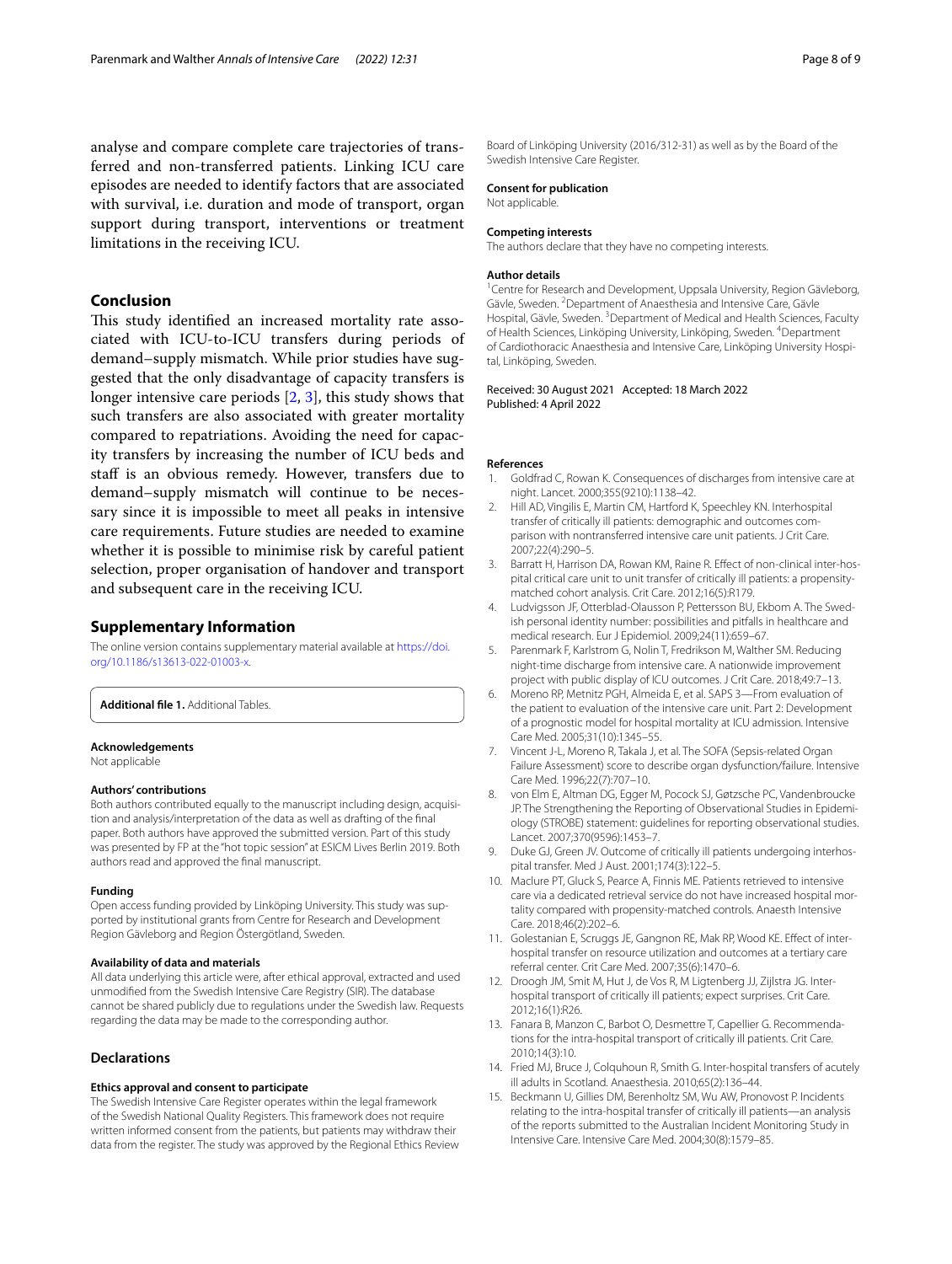analyse and compare complete care trajectories of transferred and non-transferred patients. Linking ICU care episodes are needed to identify factors that are associated with survival, i.e. duration and mode of transport, organ support during transport, interventions or treatment limitations in the receiving ICU.

## Conclusion

This study identified an increased mortality rate associated with ICU-to-ICU transfers during periods of demand–supply mismatch. While prior studies have suggested that the only disadvantage of capacity transfers is longer intensive care periods [2, 3], this study shows that such transfers are also associated with greater mortality compared to repatriations. Avoiding the need for capacity transfers by increasing the number of ICU beds and staff is an obvious remedy. However, transfers due to demand–supply mismatch will continue to be necessary since it is impossible to meet all peaks in intensive care requirements. Future studies are needed to examine whether it is possible to minimise risk by careful patient selection, proper organisation of handover and transport and subsequent care in the receiving ICU.

## Supplementary Information

The online version contains supplementary material available at https://doi.org/10.1186/s13613-022-01003-x.

**Additional file 1.** Additional Tables.

#### Acknowledgements

Not applicable

#### Authors' contributions

Both authors contributed equally to the manuscript including design, acquisition and analysis/interpretation of the data as well as drafting of the final paper. Both authors have approved the submitted version. Part of this study was presented by FP at the "hot topic session" at ESICM Lives Berlin 2019. Both authors read and approved the final manuscript.

#### Funding

Open access funding provided by Linköping University. This study was supported by institutional grants from Centre for Research and Development Region Gävleborg and Region Östergötland, Sweden.

#### Availability of data and materials

All data underlying this article were, after ethical approval, extracted and used unmodified from the Swedish Intensive Care Registry (SIR). The database cannot be shared publicly due to regulations under the Swedish law. Requests regarding the data may be made to the corresponding author.

## Declarations

#### Ethics approval and consent to participate

The Swedish Intensive Care Register operates within the legal framework of the Swedish National Quality Registers. This framework does not require written informed consent from the patients, but patients may withdraw their data from the register. The study was approved by the Regional Ethics Review Board of Linköping University (2016/312-31) as well as by the Board of the Swedish Intensive Care Register.

#### Consent for publication

Not applicable.

#### Competing interests

The authors declare that they have no competing interests.

#### Author details

[1] Centre for Research and Development, Uppsala University, Region Gävleborg, Gävle, Sweden. [2] Department of Anaesthesia and Intensive Care, Gävle Hospital, Gävle, Sweden. [3] Department of Medical and Health Sciences, Faculty of Health Sciences, Linköping University, Linköping, Sweden. [4] Department of Cardiothoracic Anaesthesia and Intensive Care, Linköping University Hospital, Linköping, Sweden.

Received: 30 August 2021 Accepted: 18 March 2022
Published: 4 April 2022

#### References

1. Goldfrad C, Rowan K. Consequences of discharges from intensive care at night. Lancet. 2000;355(9210):1138–42.
2. Hill AD, Vingilis E, Martin CM, Hartford K, Speechley KN. Interhospital transfer of critically ill patients: demographic and outcomes comparison with nontransferred intensive care unit patients. J Crit Care. 2007;22(4):290–5.
3. Barratt H, Harrison DA, Rowan KM, Raine R. Effect of non-clinical inter-hospital critical care unit to unit transfer of critically ill patients: a propensity-matched cohort analysis. Crit Care. 2012;16(5):R179.
4. Ludvigsson JF, Otterblad-Olausson P, Pettersson BU, Ekbom A. The Swedish personal identity number: possibilities and pitfalls in healthcare and medical research. Eur J Epidemiol. 2009;24(11):659–67.
5. Parenmark F, Karlstrom G, Nolin T, Fredrikson M, Walther SM. Reducing night-time discharge from intensive care. A nationwide improvement project with public display of ICU outcomes. J Crit Care. 2018;49:7–13.
6. Moreno RP, Metnitz PGH, Almeida E, et al. SAPS 3—From evaluation of the patient to evaluation of the intensive care unit. Part 2: Development of a prognostic model for hospital mortality at ICU admission. Intensive Care Med. 2005;31(10):1345–55.
7. Vincent J-L, Moreno R, Takala J, et al. The SOFA (Sepsis-related Organ Failure Assessment) score to describe organ dysfunction/failure. Intensive Care Med. 1996;22(7):707–10.
8. von Elm E, Altman DG, Egger M, Pocock SJ, Gøtzsche PC, Vandenbroucke JP. The Strengthening the Reporting of Observational Studies in Epidemiology (STROBE) statement: guidelines for reporting observational studies. Lancet. 2007;370(9596):1453–7.
9. Duke GJ, Green JV. Outcome of critically ill patients undergoing interhospital transfer. Med J Aust. 2001;174(3):122–5.
10. Maclure PT, Gluck S, Pearce A, Finnis ME. Patients retrieved to intensive care via a dedicated retrieval service do not have increased hospital mortality compared with propensity-matched controls. Anaesth Intensive Care. 2018;46(2):202–6.
11. Golestanian E, Scruggs JE, Gangnon RE, Mak RP, Wood KE. Effect of interhospital transfer on resource utilization and outcomes at a tertiary care referral center. Crit Care Med. 2007;35(6):1470–6.
12. Droogh JM, Smit M, Hut J, de Vos R, M Ligtenberg JJ, Zijlstra JG. Interhospital transport of critically ill patients; expect surprises. Crit Care. 2012;16(1):R26.
13. Fanara B, Manzon C, Barbot O, Desmettre T, Capellier G. Recommendations for the intra-hospital transport of critically ill patients. Crit Care. 2010;14(3):10.
14. Fried MJ, Bruce J, Colquhoun R, Smith G. Inter-hospital transfers of acutely ill adults in Scotland. Anaesthesia. 2010;65(2):136–44.
15. Beckmann U, Gillies DM, Berenholtz SM, Wu AW, Pronovost P. Incidents relating to the intra-hospital transfer of critically ill patients—an analysis of the reports submitted to the Australian Incident Monitoring Study in Intensive Care. Intensive Care Med. 2004;30(8):1579–85.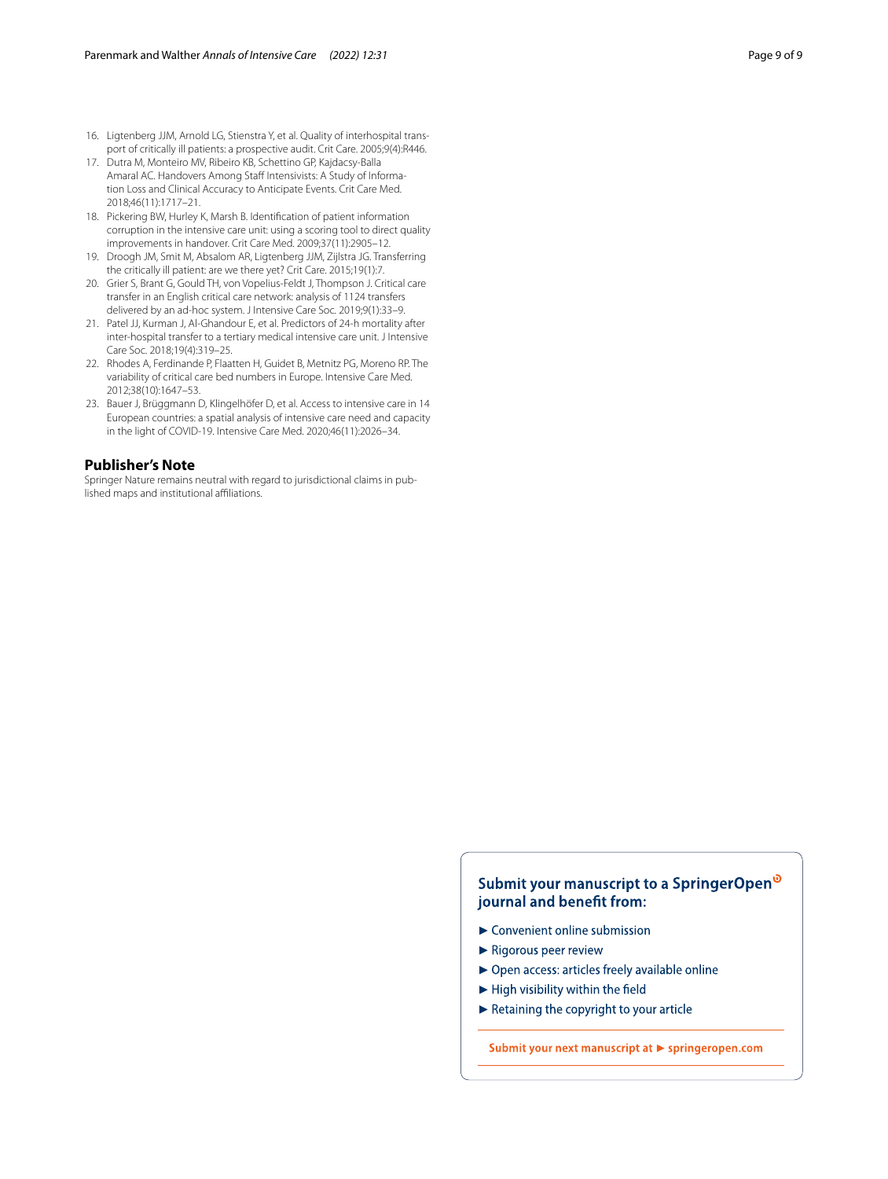16. Ligtenberg JJM, Arnold LG, Stienstra Y, et al. Quality of interhospital transport of critically ill patients: a prospective audit. Crit Care. 2005;9(4):R446.
17. Dutra M, Monteiro MV, Ribeiro KB, Schettino GP, Kajdacsy-Balla Amaral AC. Handovers Among Staff Intensivists: A Study of Information Loss and Clinical Accuracy to Anticipate Events. Crit Care Med. 2018;46(11):1717–21.
18. Pickering BW, Hurley K, Marsh B. Identification of patient information corruption in the intensive care unit: using a scoring tool to direct quality improvements in handover. Crit Care Med. 2009;37(11):2905–12.
19. Droogh JM, Smit M, Absalom AR, Ligtenberg JJM, Zijlstra JG. Transferring the critically ill patient: are we there yet? Crit Care. 2015;19(1):7.
20. Grier S, Brant G, Gould TH, von Vopelius-Feldt J, Thompson J. Critical care transfer in an English critical care network: analysis of 1124 transfers delivered by an ad-hoc system. J Intensive Care Soc. 2019;9(1):33–9.
21. Patel JJ, Kurman J, Al-Ghandour E, et al. Predictors of 24-h mortality after inter-hospital transfer to a tertiary medical intensive care unit. J Intensive Care Soc. 2018;19(4):319–25.
22. Rhodes A, Ferdinande P, Flaatten H, Guidet B, Metnitz PG, Moreno RP. The variability of critical care bed numbers in Europe. Intensive Care Med. 2012;38(10):1647–53.
23. Bauer J, Brüggmann D, Klingelhöfer D, et al. Access to intensive care in 14 European countries: a spatial analysis of intensive care need and capacity in the light of COVID-19. Intensive Care Med. 2020;46(11):2026–34.

## Publisher's Note

Springer Nature remains neutral with regard to jurisdictional claims in published maps and institutional affiliations.

**Submit your manuscript to a SpringerOpen journal and benefit from:**

- ► Convenient online submission
- ► Rigorous peer review
- ► Open access: articles freely available online
- ► High visibility within the field
- ► Retaining the copyright to your article

**Submit your next manuscript at ► springeropen.com**